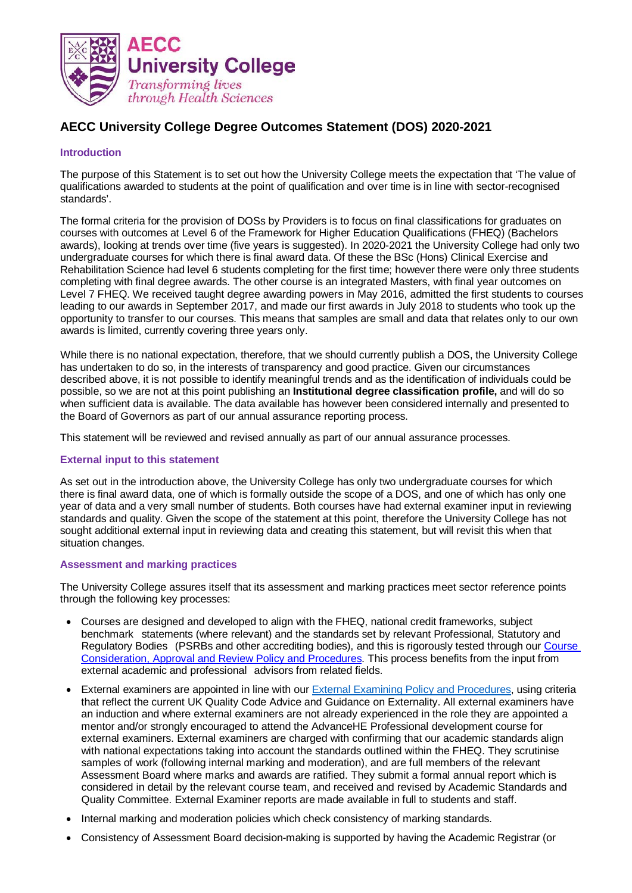AECC University College

*Transforming lives through Health Sciences*

# AECC University College Degree Outcomes Statement (DOS) 2020-2021

## Introduction

The purpose of this Statement is to set out how the University College meets the expectation that 'The value of qualifications awarded to students at the point of qualification and over time is in line with sector-recognised standards'.

The formal criteria for the provision of DOSs by Providers is to focus on final classifications for graduates on courses with outcomes at Level 6 of the Framework for Higher Education Qualifications (FHEQ) (Bachelors awards), looking at trends over time (five years is suggested). In 2020-2021 the University College had only two undergraduate courses for which there is final award data. Of these the BSc (Hons) Clinical Exercise and Rehabilitation Science had level 6 students completing for the first time; however there were only three students completing with final degree awards. The other course is an integrated Masters, with final year outcomes on Level 7 FHEQ. We received taught degree awarding powers in May 2016, admitted the first students to courses leading to our awards in September 2017, and made our first awards in July 2018 to students who took up the opportunity to transfer to our courses. This means that samples are small and data that relates only to our own awards is limited, currently covering three years only.

While there is no national expectation, therefore, that we should currently publish a DOS, the University College has undertaken to do so, in the interests of transparency and good practice. Given our circumstances described above, it is not possible to identify meaningful trends and as the identification of individuals could be possible, so we are not at this point publishing an **Institutional degree classification profile,** and will do so when sufficient data is available. The data available has however been considered internally and presented to the Board of Governors as part of our annual assurance reporting process.

This statement will be reviewed and revised annually as part of our annual assurance processes.

## External input to this statement

As set out in the introduction above, the University College has only two undergraduate courses for which there is final award data, one of which is formally outside the scope of a DOS, and one of which has only one year of data and a very small number of students. Both courses have had external examiner input in reviewing standards and quality. Given the scope of the statement at this point, therefore the University College has not sought additional external input in reviewing data and creating this statement, but will revisit this when that situation changes.

## Assessment and marking practices

The University College assures itself that its assessment and marking practices meet sector reference points through the following key processes:

- Courses are designed and developed to align with the FHEQ, national credit frameworks, subject benchmark statements (where relevant) and the standards set by relevant Professional, Statutory and Regulatory Bodies (PSRBs and other accrediting bodies), and this is rigorously tested through our Course Consideration, Approval and Review Policy and Procedures. This process benefits from the input from external academic and professional advisors from related fields.
- External examiners are appointed in line with our External Examining Policy and Procedures, using criteria that reflect the current UK Quality Code Advice and Guidance on Externality. All external examiners have an induction and where external examiners are not already experienced in the role they are appointed a mentor and/or strongly encouraged to attend the AdvanceHE Professional development course for external examiners. External examiners are charged with confirming that our academic standards align with national expectations taking into account the standards outlined within the FHEQ. They scrutinise samples of work (following internal marking and moderation), and are full members of the relevant Assessment Board where marks and awards are ratified. They submit a formal annual report which is considered in detail by the relevant course team, and received and revised by Academic Standards and Quality Committee. External Examiner reports are made available in full to students and staff.
- Internal marking and moderation policies which check consistency of marking standards.
- Consistency of Assessment Board decision-making is supported by having the Academic Registrar (or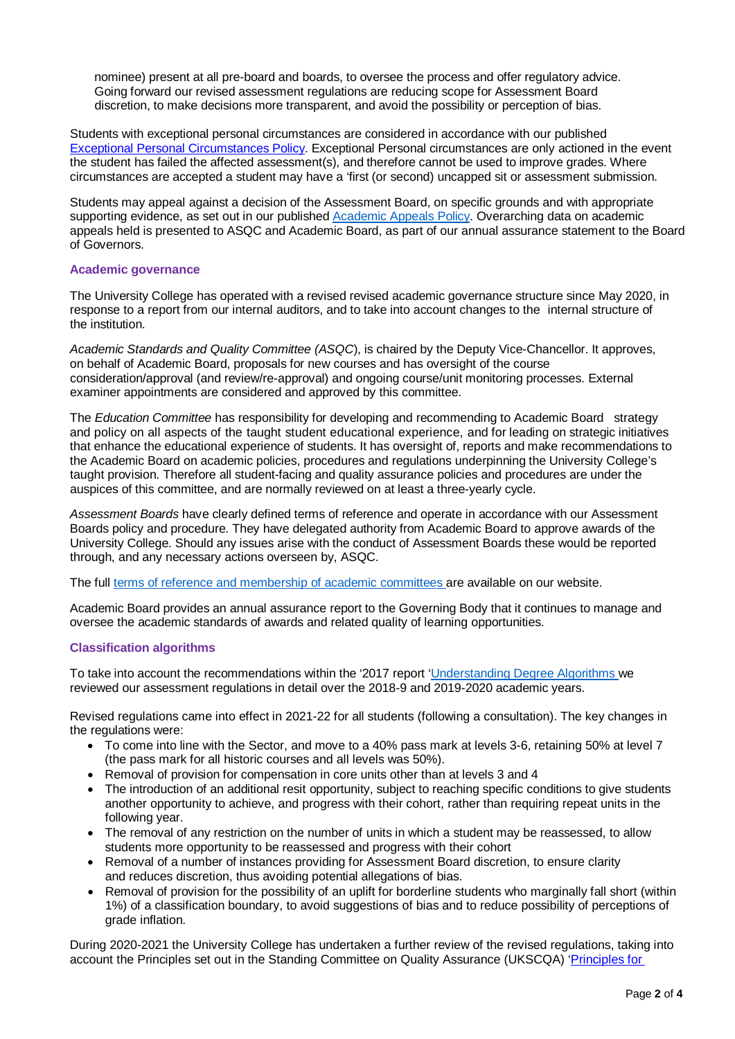nominee) present at all pre-board and boards, to oversee the process and offer regulatory advice. Going forward our revised assessment regulations are reducing scope for Assessment Board discretion, to make decisions more transparent, and avoid the possibility or perception of bias.

Students with exceptional personal circumstances are considered in accordance with our published Exceptional Personal Circumstances Policy. Exceptional Personal circumstances are only actioned in the event the student has failed the affected assessment(s), and therefore cannot be used to improve grades. Where circumstances are accepted a student may have a 'first (or second) uncapped sit or assessment submission.

Students may appeal against a decision of the Assessment Board, on specific grounds and with appropriate supporting evidence, as set out in our published Academic Appeals Policy. Overarching data on academic appeals held is presented to ASQC and Academic Board, as part of our annual assurance statement to the Board of Governors.

### Academic governance

The University College has operated with a revised revised academic governance structure since May 2020, in response to a report from our internal auditors, and to take into account changes to the internal structure of the institution.

*Academic Standards and Quality Committee (ASQC*), is chaired by the Deputy Vice-Chancellor. It approves, on behalf of Academic Board, proposals for new courses and has oversight of the course consideration/approval (and review/re-approval) and ongoing course/unit monitoring processes. External examiner appointments are considered and approved by this committee.

The *Education Committee* has responsibility for developing and recommending to Academic Board strategy and policy on all aspects of the taught student educational experience, and for leading on strategic initiatives that enhance the educational experience of students. It has oversight of, reports and make recommendations to the Academic Board on academic policies, procedures and regulations underpinning the University College's taught provision. Therefore all student-facing and quality assurance policies and procedures are under the auspices of this committee, and are normally reviewed on at least a three-yearly cycle.

*Assessment Boards* have clearly defined terms of reference and operate in accordance with our Assessment Boards policy and procedure. They have delegated authority from Academic Board to approve awards of the University College. Should any issues arise with the conduct of Assessment Boards these would be reported through, and any necessary actions overseen by, ASQC.

The full terms of reference and membership of academic committees are available on our website.

Academic Board provides an annual assurance report to the Governing Body that it continues to manage and oversee the academic standards of awards and related quality of learning opportunities.

### Classification algorithms

To take into account the recommendations within the '2017 report 'Understanding Degree Algorithms we reviewed our assessment regulations in detail over the 2018-9 and 2019-2020 academic years.

Revised regulations came into effect in 2021-22 for all students (following a consultation). The key changes in the regulations were:

- To come into line with the Sector, and move to a 40% pass mark at levels 3-6, retaining 50% at level 7 (the pass mark for all historic courses and all levels was 50%).
- Removal of provision for compensation in core units other than at levels 3 and 4
- The introduction of an additional resit opportunity, subject to reaching specific conditions to give students another opportunity to achieve, and progress with their cohort, rather than requiring repeat units in the following year.
- The removal of any restriction on the number of units in which a student may be reassessed, to allow students more opportunity to be reassessed and progress with their cohort
- Removal of a number of instances providing for Assessment Board discretion, to ensure clarity and reduces discretion, thus avoiding potential allegations of bias.
- Removal of provision for the possibility of an uplift for borderline students who marginally fall short (within 1%) of a classification boundary, to avoid suggestions of bias and to reduce possibility of perceptions of grade inflation.

During 2020-2021 the University College has undertaken a further review of the revised regulations, taking into account the Principles set out in the Standing Committee on Quality Assurance (UKSCQA) 'Principles for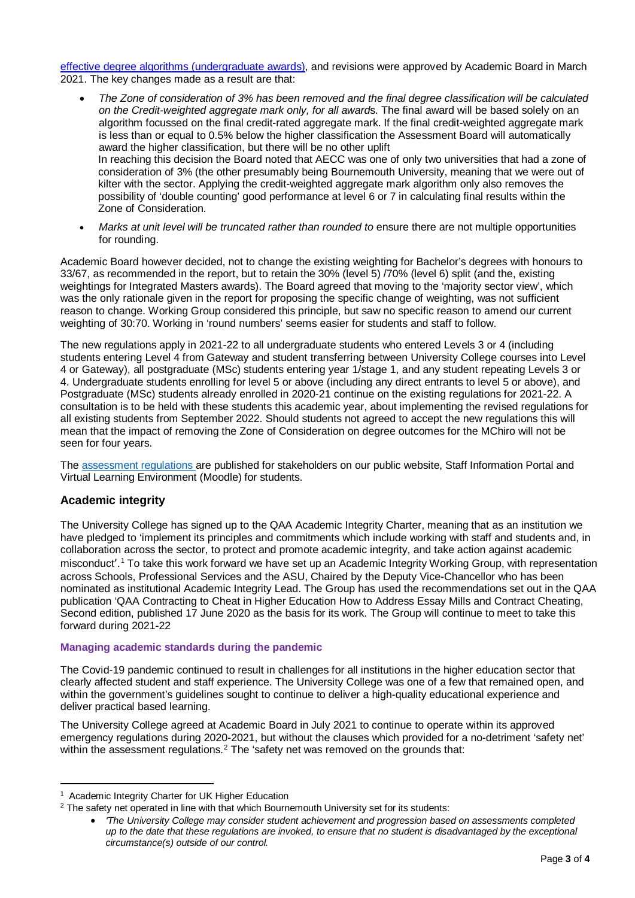effective degree algorithms (undergraduate awards), and revisions were approved by Academic Board in March 2021. The key changes made as a result are that:

- *The Zone of consideration of 3% has been removed and the final degree classification will be calculated on the Credit-weighted aggregate mark only, for all award*s. The final award will be based solely on an algorithm focussed on the final credit-rated aggregate mark. If the final credit-weighted aggregate mark is less than or equal to 0.5% below the higher classification the Assessment Board will automatically award the higher classification, but there will be no other uplift

  In reaching this decision the Board noted that AECC was one of only two universities that had a zone of consideration of 3% (the other presumably being Bournemouth University, meaning that we were out of kilter with the sector. Applying the credit-weighted aggregate mark algorithm only also removes the possibility of 'double counting' good performance at level 6 or 7 in calculating final results within the Zone of Consideration.
- *Marks at unit level will be truncated rather than rounded to* ensure there are not multiple opportunities for rounding.

Academic Board however decided, not to change the existing weighting for Bachelor's degrees with honours to 33/67, as recommended in the report, but to retain the 30% (level 5) /70% (level 6) split (and the, existing weightings for Integrated Masters awards). The Board agreed that moving to the 'majority sector view', which was the only rationale given in the report for proposing the specific change of weighting, was not sufficient reason to change. Working Group considered this principle, but saw no specific reason to amend our current weighting of 30:70. Working in 'round numbers' seems easier for students and staff to follow.

The new regulations apply in 2021-22 to all undergraduate students who entered Levels 3 or 4 (including students entering Level 4 from Gateway and student transferring between University College courses into Level 4 or Gateway), all postgraduate (MSc) students entering year 1/stage 1, and any student repeating Levels 3 or 4. Undergraduate students enrolling for level 5 or above (including any direct entrants to level 5 or above), and Postgraduate (MSc) students already enrolled in 2020-21 continue on the existing regulations for 2021-22. A consultation is to be held with these students this academic year, about implementing the revised regulations for all existing students from September 2022. Should students not agreed to accept the new regulations this will mean that the impact of removing the Zone of Consideration on degree outcomes for the MChiro will not be seen for four years.

The assessment regulations are published for stakeholders on our public website, Staff Information Portal and Virtual Learning Environment (Moodle) for students.

## Academic integrity

The University College has signed up to the QAA Academic Integrity Charter, meaning that as an institution we have pledged to 'implement its principles and commitments which include working with staff and students and, in collaboration across the sector, to protect and promote academic integrity, and take action against academic misconduct'.[1] To take this work forward we have set up an Academic Integrity Working Group, with representation across Schools, Professional Services and the ASU, Chaired by the Deputy Vice-Chancellor who has been nominated as institutional Academic Integrity Lead. The Group has used the recommendations set out in the QAA publication 'QAA Contracting to Cheat in Higher Education How to Address Essay Mills and Contract Cheating, Second edition, published 17 June 2020 as the basis for its work. The Group will continue to meet to take this forward during 2021-22

### Managing academic standards during the pandemic

The Covid-19 pandemic continued to result in challenges for all institutions in the higher education sector that clearly affected student and staff experience. The University College was one of a few that remained open, and within the government's guidelines sought to continue to deliver a high-quality educational experience and deliver practical based learning.

The University College agreed at Academic Board in July 2021 to continue to operate within its approved emergency regulations during 2020-2021, but without the clauses which provided for a no-detriment 'safety net' within the assessment regulations.[2] The 'safety net was removed on the grounds that:

---

[1] Academic Integrity Charter for UK Higher Education

[2] The safety net operated in line with that which Bournemouth University set for its students:

- *'The University College may consider student achievement and progression based on assessments completed up to the date that these regulations are invoked, to ensure that no student is disadvantaged by the exceptional circumstance(s) outside of our control.*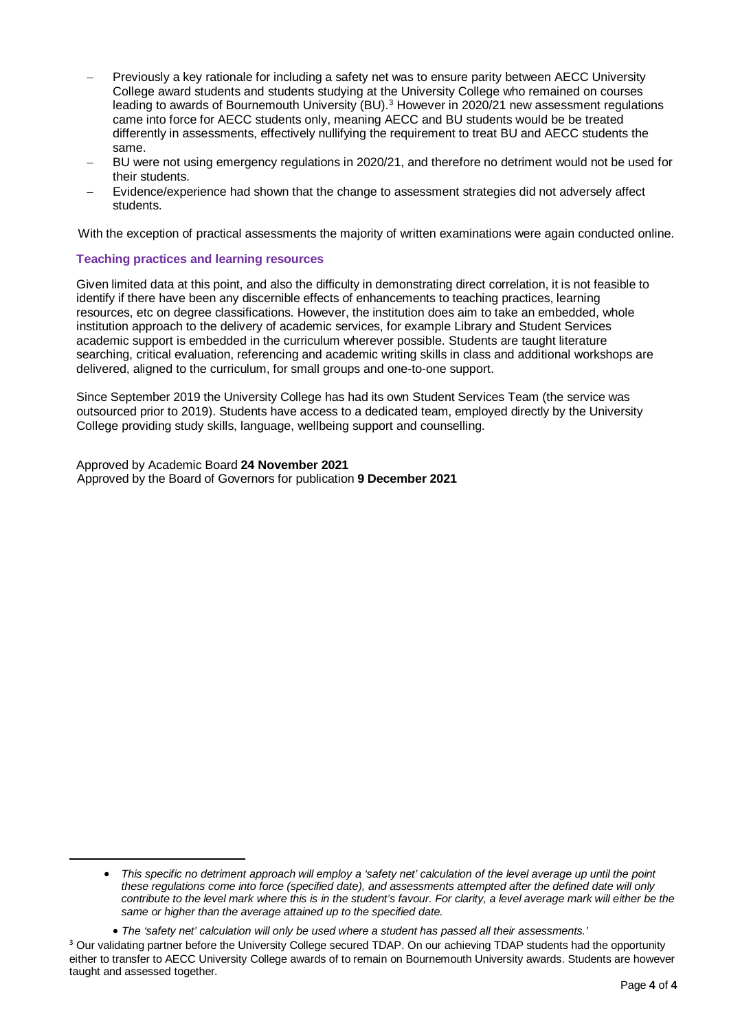- Previously a key rationale for including a safety net was to ensure parity between AECC University College award students and students studying at the University College who remained on courses leading to awards of Bournemouth University (BU).[3] However in 2020/21 new assessment regulations came into force for AECC students only, meaning AECC and BU students would be be treated differently in assessments, effectively nullifying the requirement to treat BU and AECC students the same.
- BU were not using emergency regulations in 2020/21, and therefore no detriment would not be used for their students.
- Evidence/experience had shown that the change to assessment strategies did not adversely affect students.

With the exception of practical assessments the majority of written examinations were again conducted online.

### Teaching practices and learning resources

Given limited data at this point, and also the difficulty in demonstrating direct correlation, it is not feasible to identify if there have been any discernible effects of enhancements to teaching practices, learning resources, etc on degree classifications. However, the institution does aim to take an embedded, whole institution approach to the delivery of academic services, for example Library and Student Services academic support is embedded in the curriculum wherever possible. Students are taught literature searching, critical evaluation, referencing and academic writing skills in class and additional workshops are delivered, aligned to the curriculum, for small groups and one-to-one support.

Since September 2019 the University College has had its own Student Services Team (the service was outsourced prior to 2019). Students have access to a dedicated team, employed directly by the University College providing study skills, language, wellbeing support and counselling.

Approved by Academic Board **24 November 2021**
Approved by the Board of Governors for publication **9 December 2021**

---

- *This specific no detriment approach will employ a 'safety net' calculation of the level average up until the point these regulations come into force (specified date), and assessments attempted after the defined date will only contribute to the level mark where this is in the student's favour. For clarity, a level average mark will either be the same or higher than the average attained up to the specified date.*
- *The 'safety net' calculation will only be used where a student has passed all their assessments.'*

[3] Our validating partner before the University College secured TDAP. On our achieving TDAP students had the opportunity either to transfer to AECC University College awards of to remain on Bournemouth University awards. Students are however taught and assessed together.